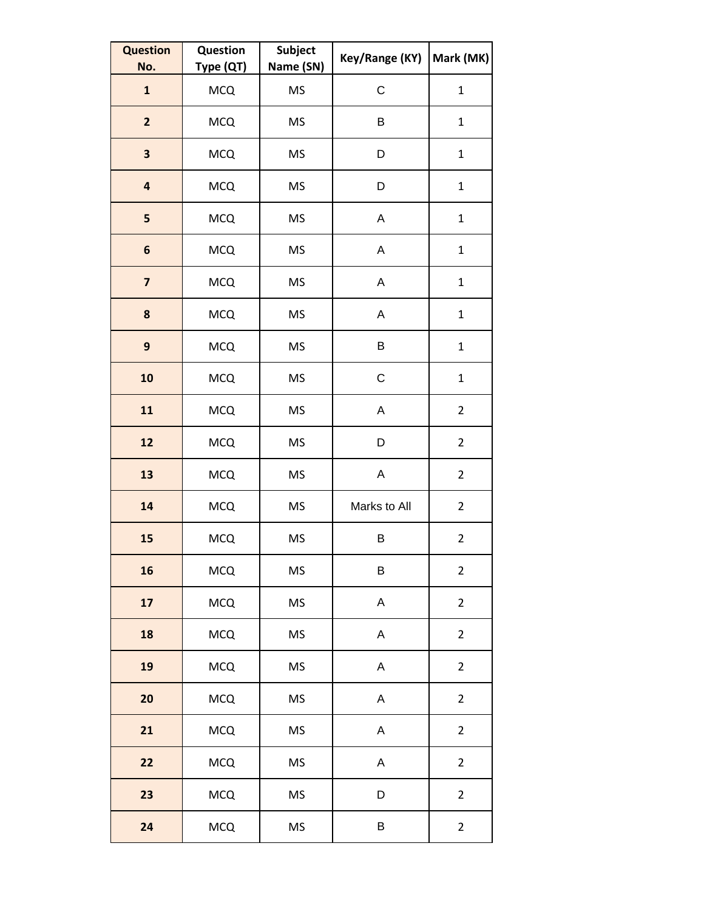| Question No. | Question Type (QT) | Subject Name (SN) | Key/Range (KY) | Mark (MK) |
|---|---|---|---|---|
| 1 | MCQ | MS | C | 1 |
| 2 | MCQ | MS | B | 1 |
| 3 | MCQ | MS | D | 1 |
| 4 | MCQ | MS | D | 1 |
| 5 | MCQ | MS | A | 1 |
| 6 | MCQ | MS | A | 1 |
| 7 | MCQ | MS | A | 1 |
| 8 | MCQ | MS | A | 1 |
| 9 | MCQ | MS | B | 1 |
| 10 | MCQ | MS | C | 1 |
| 11 | MCQ | MS | A | 2 |
| 12 | MCQ | MS | D | 2 |
| 13 | MCQ | MS | A | 2 |
| 14 | MCQ | MS | Marks to All | 2 |
| 15 | MCQ | MS | B | 2 |
| 16 | MCQ | MS | B | 2 |
| 17 | MCQ | MS | A | 2 |
| 18 | MCQ | MS | A | 2 |
| 19 | MCQ | MS | A | 2 |
| 20 | MCQ | MS | A | 2 |
| 21 | MCQ | MS | A | 2 |
| 22 | MCQ | MS | A | 2 |
| 23 | MCQ | MS | D | 2 |
| 24 | MCQ | MS | B | 2 |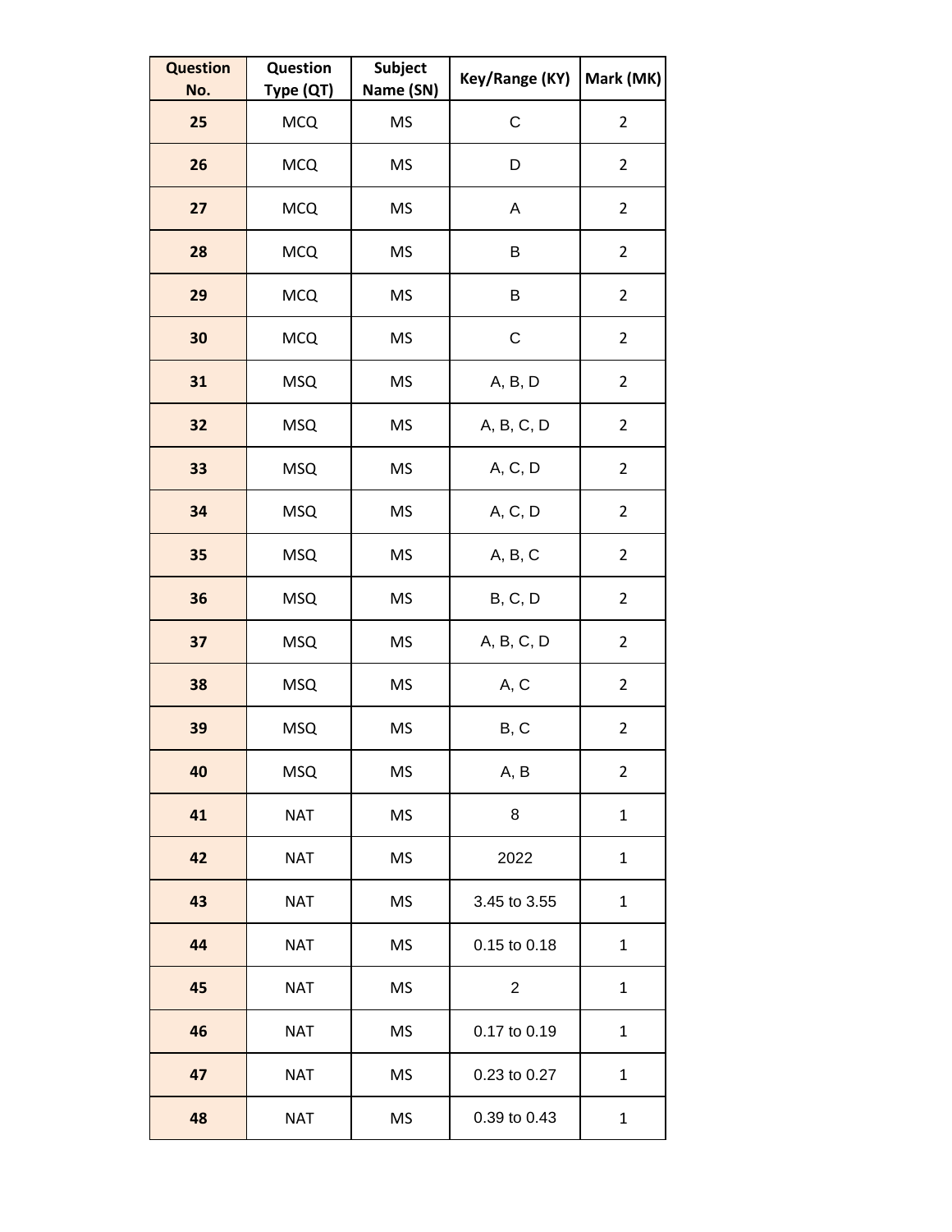| Question No. | Question Type (QT) | Subject Name (SN) | Key/Range (KY) | Mark (MK) |
|---|---|---|---|---|
| 25 | MCQ | MS | C | 2 |
| 26 | MCQ | MS | D | 2 |
| 27 | MCQ | MS | A | 2 |
| 28 | MCQ | MS | B | 2 |
| 29 | MCQ | MS | B | 2 |
| 30 | MCQ | MS | C | 2 |
| 31 | MSQ | MS | A, B, D | 2 |
| 32 | MSQ | MS | A, B, C, D | 2 |
| 33 | MSQ | MS | A, C, D | 2 |
| 34 | MSQ | MS | A, C, D | 2 |
| 35 | MSQ | MS | A, B, C | 2 |
| 36 | MSQ | MS | B, C, D | 2 |
| 37 | MSQ | MS | A, B, C, D | 2 |
| 38 | MSQ | MS | A, C | 2 |
| 39 | MSQ | MS | B, C | 2 |
| 40 | MSQ | MS | A, B | 2 |
| 41 | NAT | MS | 8 | 1 |
| 42 | NAT | MS | 2022 | 1 |
| 43 | NAT | MS | 3.45 to 3.55 | 1 |
| 44 | NAT | MS | 0.15 to 0.18 | 1 |
| 45 | NAT | MS | 2 | 1 |
| 46 | NAT | MS | 0.17 to 0.19 | 1 |
| 47 | NAT | MS | 0.23 to 0.27 | 1 |
| 48 | NAT | MS | 0.39 to 0.43 | 1 |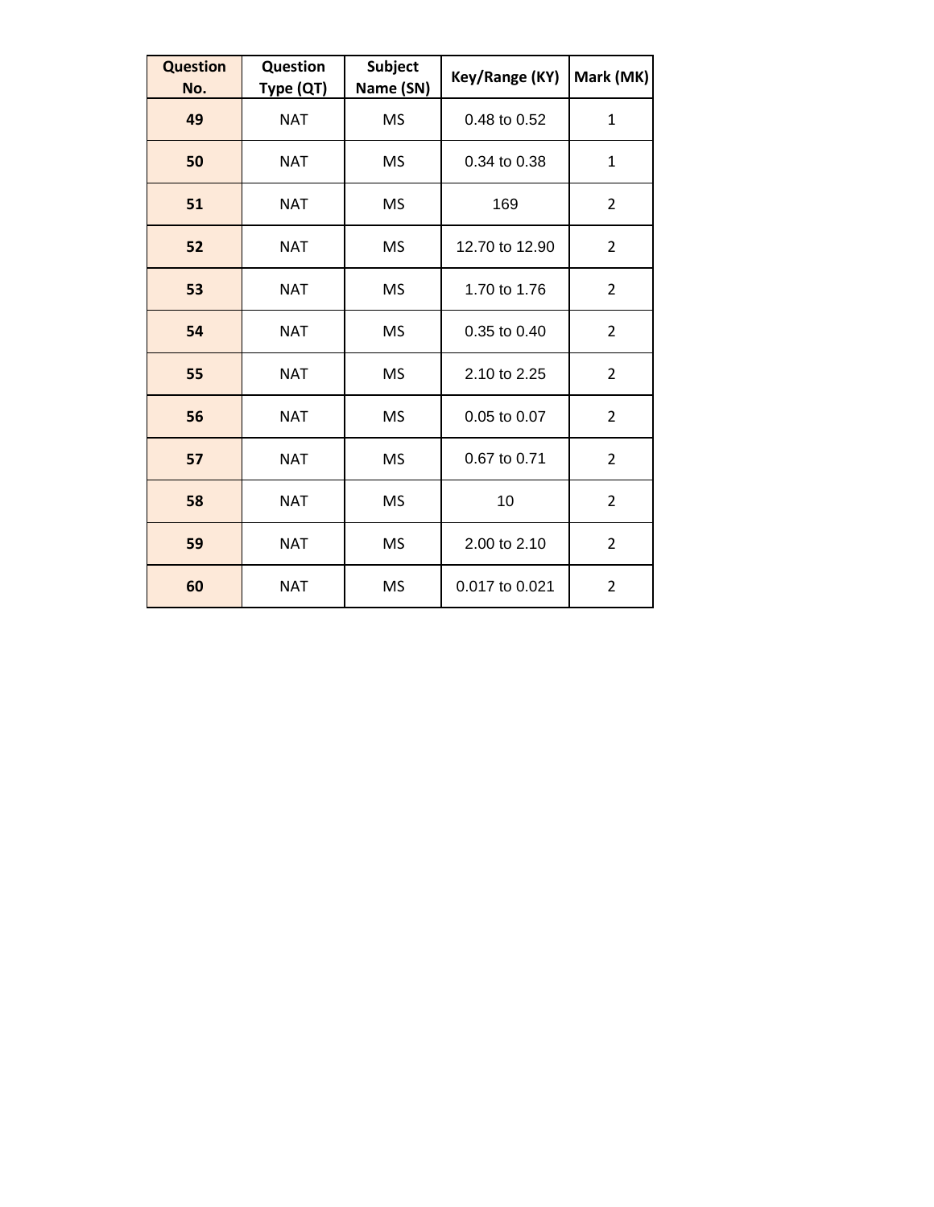| Question No. | Question Type (QT) | Subject Name (SN) | Key/Range (KY) | Mark (MK) |
|---|---|---|---|---|
| 49 | NAT | MS | 0.48 to 0.52 | 1 |
| 50 | NAT | MS | 0.34 to 0.38 | 1 |
| 51 | NAT | MS | 169 | 2 |
| 52 | NAT | MS | 12.70 to 12.90 | 2 |
| 53 | NAT | MS | 1.70 to 1.76 | 2 |
| 54 | NAT | MS | 0.35 to 0.40 | 2 |
| 55 | NAT | MS | 2.10 to 2.25 | 2 |
| 56 | NAT | MS | 0.05 to 0.07 | 2 |
| 57 | NAT | MS | 0.67 to 0.71 | 2 |
| 58 | NAT | MS | 10 | 2 |
| 59 | NAT | MS | 2.00 to 2.10 | 2 |
| 60 | NAT | MS | 0.017 to 0.021 | 2 |